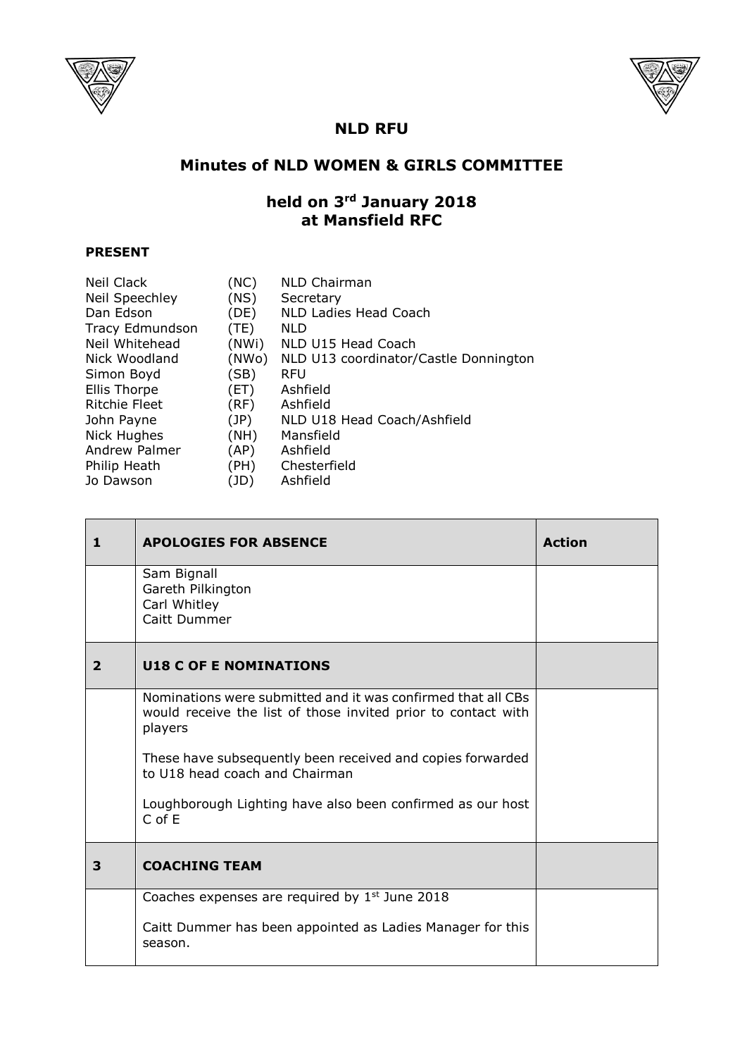# NLD RFU

## Minutes of NLD WOMEN & GIRLS COMMITTEE

## held on 3rd January 2018 at Mansfield RFC

**PRESENT**

| | | |
|---|---|---|
| Neil Clack | (NC) | NLD Chairman |
| Neil Speechley | (NS) | Secretary |
| Dan Edson | (DE) | NLD Ladies Head Coach |
| Tracy Edmundson | (TE) | NLD |
| Neil Whitehead | (NWi) | NLD U15 Head Coach |
| Nick Woodland | (NWo) | NLD U13 coordinator/Castle Donnington |
| Simon Boyd | (SB) | RFU |
| Ellis Thorpe | (ET) | Ashfield |
| Ritchie Fleet | (RF) | Ashfield |
| John Payne | (JP) | NLD U18 Head Coach/Ashfield |
| Nick Hughes | (NH) | Mansfield |
| Andrew Palmer | (AP) | Ashfield |
| Philip Heath | (PH) | Chesterfield |
| Jo Dawson | (JD) | Ashfield |

| | | |
|---|---|---|
| **1** | **APOLOGIES FOR ABSENCE** | **Action** |
| | Sam Bignall<br>Gareth Pilkington<br>Carl Whitley<br>Caitt Dummer | |
| **2** | **U18 C OF E NOMINATIONS** | |
| | Nominations were submitted and it was confirmed that all CBs would receive the list of those invited prior to contact with players<br><br>These have subsequently been received and copies forwarded to U18 head coach and Chairman<br><br>Loughborough Lighting have also been confirmed as our host C of E | |
| **3** | **COACHING TEAM** | |
| | Coaches expenses are required by 1st June 2018<br><br>Caitt Dummer has been appointed as Ladies Manager for this season. | |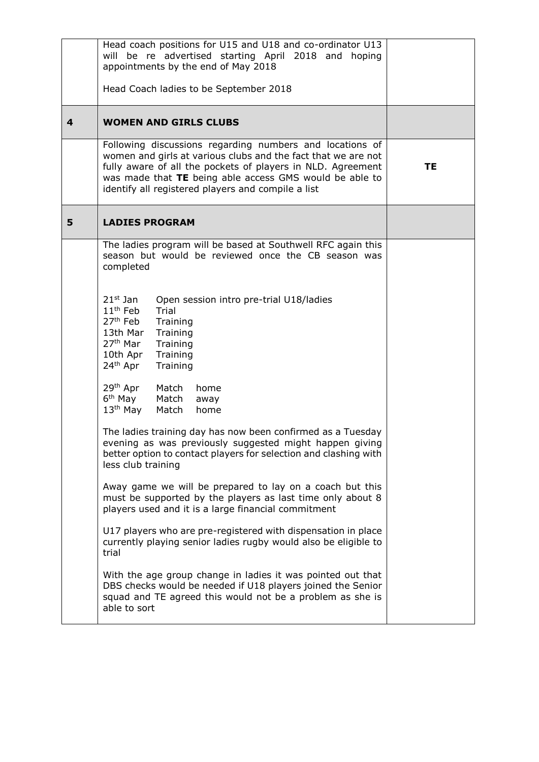| | | |
|---|---|---|
| | Head coach positions for U15 and U18 and co-ordinator U13 will be re advertised starting April 2018 and hoping appointments by the end of May 2018<br><br>Head Coach ladies to be September 2018 | |
| **4** | **WOMEN AND GIRLS CLUBS** | |
| | Following discussions regarding numbers and locations of women and girls at various clubs and the fact that we are not fully aware of all the pockets of players in NLD. Agreement was made that **TE** being able access GMS would be able to identify all registered players and compile a list | **TE** |
| **5** | **LADIES PROGRAM** | |
| | The ladies program will be based at Southwell RFC again this season but would be reviewed once the CB season was completed<br><br>21st Jan Open session intro pre-trial U18/ladies<br>11th Feb Trial<br>27th Feb Training<br>13th Mar Training<br>27th Mar Training<br>10th Apr Training<br>24th Apr Training<br><br>29th Apr Match home<br>6th May Match away<br>13th May Match home<br><br>The ladies training day has now been confirmed as a Tuesday evening as was previously suggested might happen giving better option to contact players for selection and clashing with less club training<br><br>Away game we will be prepared to lay on a coach but this must be supported by the players as last time only about 8 players used and it is a large financial commitment<br><br>U17 players who are pre-registered with dispensation in place currently playing senior ladies rugby would also be eligible to trial<br><br>With the age group change in ladies it was pointed out that DBS checks would be needed if U18 players joined the Senior squad and TE agreed this would not be a problem as she is able to sort | |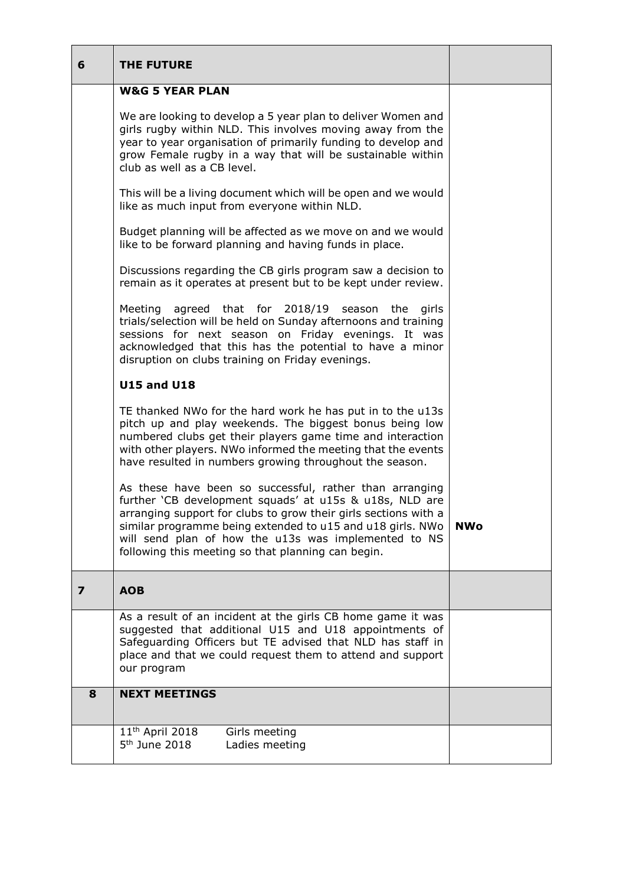| | | |
|---|---|---|
| **6** | **THE FUTURE** | |
| | **W&G 5 YEAR PLAN**<br><br>We are looking to develop a 5 year plan to deliver Women and girls rugby within NLD. This involves moving away from the year to year organisation of primarily funding to develop and grow Female rugby in a way that will be sustainable within club as well as a CB level.<br><br>This will be a living document which will be open and we would like as much input from everyone within NLD.<br><br>Budget planning will be affected as we move on and we would like to be forward planning and having funds in place.<br><br>Discussions regarding the CB girls program saw a decision to remain as it operates at present but to be kept under review.<br><br>Meeting agreed that for 2018/19 season the girls trials/selection will be held on Sunday afternoons and training sessions for next season on Friday evenings. It was acknowledged that this has the potential to have a minor disruption on clubs training on Friday evenings.<br><br>**U15 and U18**<br><br>TE thanked NWo for the hard work he has put in to the u13s pitch up and play weekends. The biggest bonus being low numbered clubs get their players game time and interaction with other players. NWo informed the meeting that the events have resulted in numbers growing throughout the season.<br><br>As these have been so successful, rather than arranging further 'CB development squads' at u15s & u18s, NLD are arranging support for clubs to grow their girls sections with a similar programme being extended to u15 and u18 girls. NWo will send plan of how the u13s was implemented to NS following this meeting so that planning can begin. | **NWo** |
| **7** | **AOB** | |
| | As a result of an incident at the girls CB home game it was suggested that additional U15 and U18 appointments of Safeguarding Officers but TE advised that NLD has staff in place and that we could request them to attend and support our program | |
| **8** | **NEXT MEETINGS** | |
| | 11th April 2018 Girls meeting<br>5th June 2018 Ladies meeting | |